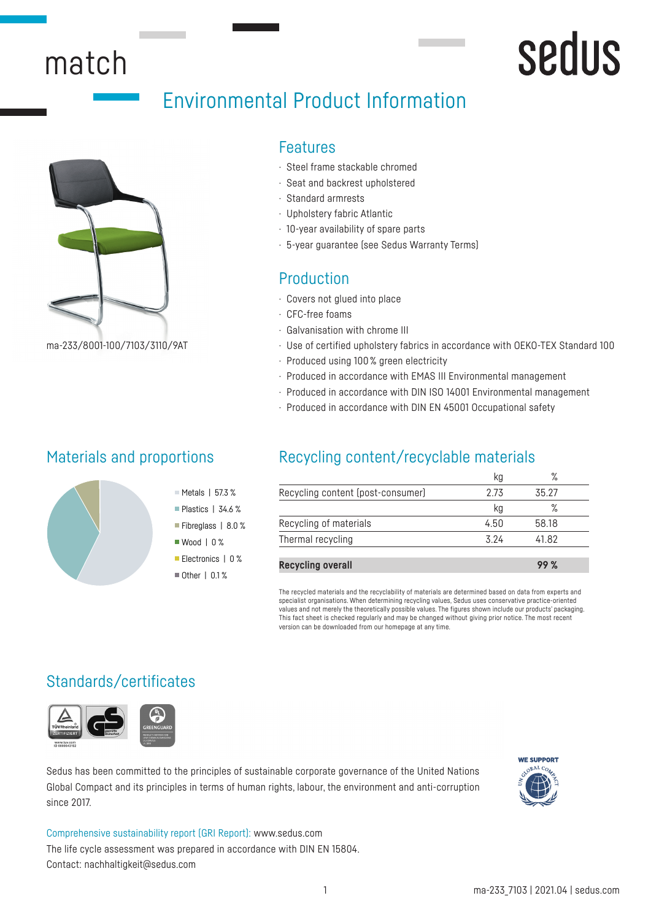# match

sedus

## Environmental Product Information

ma-233/8001-100/7103/3110/9AT

### Features

- Steel frame stackable chromed
- Seat and backrest upholstered
- Standard armrests
- Upholstery fabric Atlantic
- 10-year availability of spare parts
- 5-year guarantee (see Sedus Warranty Terms)

### Production

- Covers not glued into place
- CFC-free foams
- Galvanisation with chrome III
- Use of certified upholstery fabrics in accordance with OEKO-TEX Standard 100
- Produced using 100 % green electricity
- Produced in accordance with EMAS III Environmental management
- Produced in accordance with DIN ISO 14001 Environmental management
- Produced in accordance with DIN EN 45001 Occupational safety

### Materials and proportions

- Metals | 57.3 %
- Plastics | 34.6 %
- Fibreglass | 8.0 %
- Wood | 0 %
- Electronics | 0 %
- Other | 0.1 %

### Recycling content/recyclable materials

| | kg | % |
|---|---|---|
| Recycling content (post-consumer) | 2.73 | 35.27 |
| | kg | % |
| Recycling of materials | 4.50 | 58.18 |
| Thermal recycling | 3.24 | 41.82 |
| **Recycling overall** | | **99 %** |

The recycled materials and the recyclability of materials are determined based on data from experts and specialist organisations. When determining recycling values, Sedus uses conservative practice-oriented values and not merely the theoretically possible values. The figures shown include our products' packaging. This fact sheet is checked regularly and may be changed without giving prior notice. The most recent version can be downloaded from our homepage at any time.

### Standards/certificates

Sedus has been committed to the principles of sustainable corporate governance of the United Nations Global Compact and its principles in terms of human rights, labour, the environment and anti-corruption since 2017.

Comprehensive sustainability report (GRI Report): www.sedus.com
The life cycle assessment was prepared in accordance with DIN EN 15804.
Contact: nachhaltigkeit@sedus.com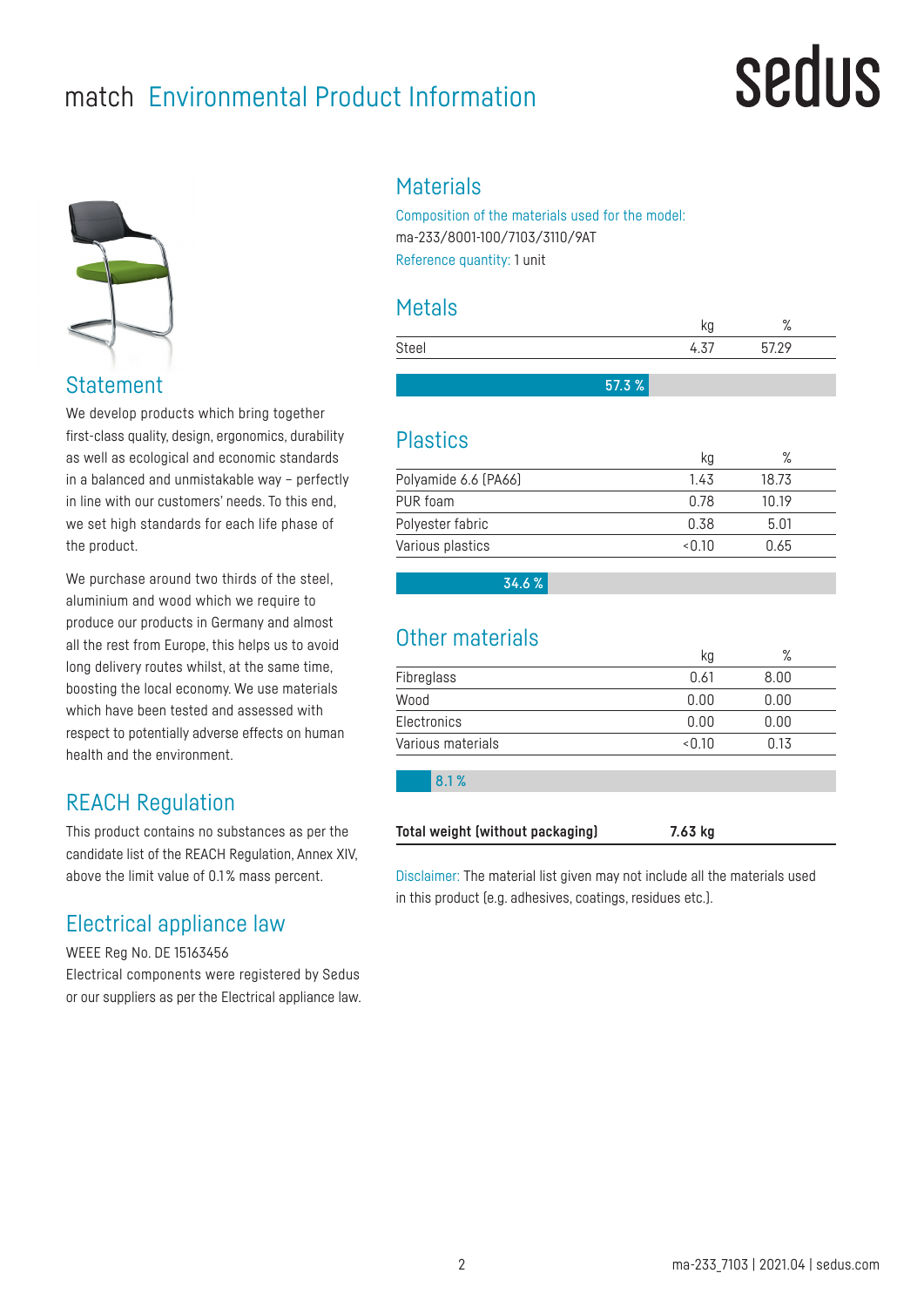# match Environmental Product Information

## Statement

We develop products which bring together first-class quality, design, ergonomics, durability as well as ecological and economic standards in a balanced and unmistakable way – perfectly in line with our customers' needs. To this end, we set high standards for each life phase of the product.

We purchase around two thirds of the steel, aluminium and wood which we require to produce our products in Germany and almost all the rest from Europe, this helps us to avoid long delivery routes whilst, at the same time, boosting the local economy. We use materials which have been tested and assessed with respect to potentially adverse effects on human health and the environment.

## REACH Regulation

This product contains no substances as per the candidate list of the REACH Regulation, Annex XIV, above the limit value of 0.1 % mass percent.

## Electrical appliance law

WEEE Reg No. DE 15163456
Electrical components were registered by Sedus or our suppliers as per the Electrical appliance law.

## Materials

Composition of the materials used for the model:
ma-233/8001-100/7103/3110/9AT
Reference quantity: 1 unit

### Metals

| | kg | % |
|---|---|---|
| Steel | 4.37 | 57.29 |

57.3 %

### Plastics

| | kg | % |
|---|---|---|
| Polyamide 6.6 (PA66) | 1.43 | 18.73 |
| PUR foam | 0.78 | 10.19 |
| Polyester fabric | 0.38 | 5.01 |
| Various plastics | <0.10 | 0.65 |

34.6 %

### Other materials

| | kg | % |
|---|---|---|
| Fibreglass | 0.61 | 8.00 |
| Wood | 0.00 | 0.00 |
| Electronics | 0.00 | 0.00 |
| Various materials | <0.10 | 0.13 |

8.1 %

| **Total weight (without packaging)** | **7.63 kg** |
|---|---|

Disclaimer: The material list given may not include all the materials used in this product (e.g. adhesives, coatings, residues etc.).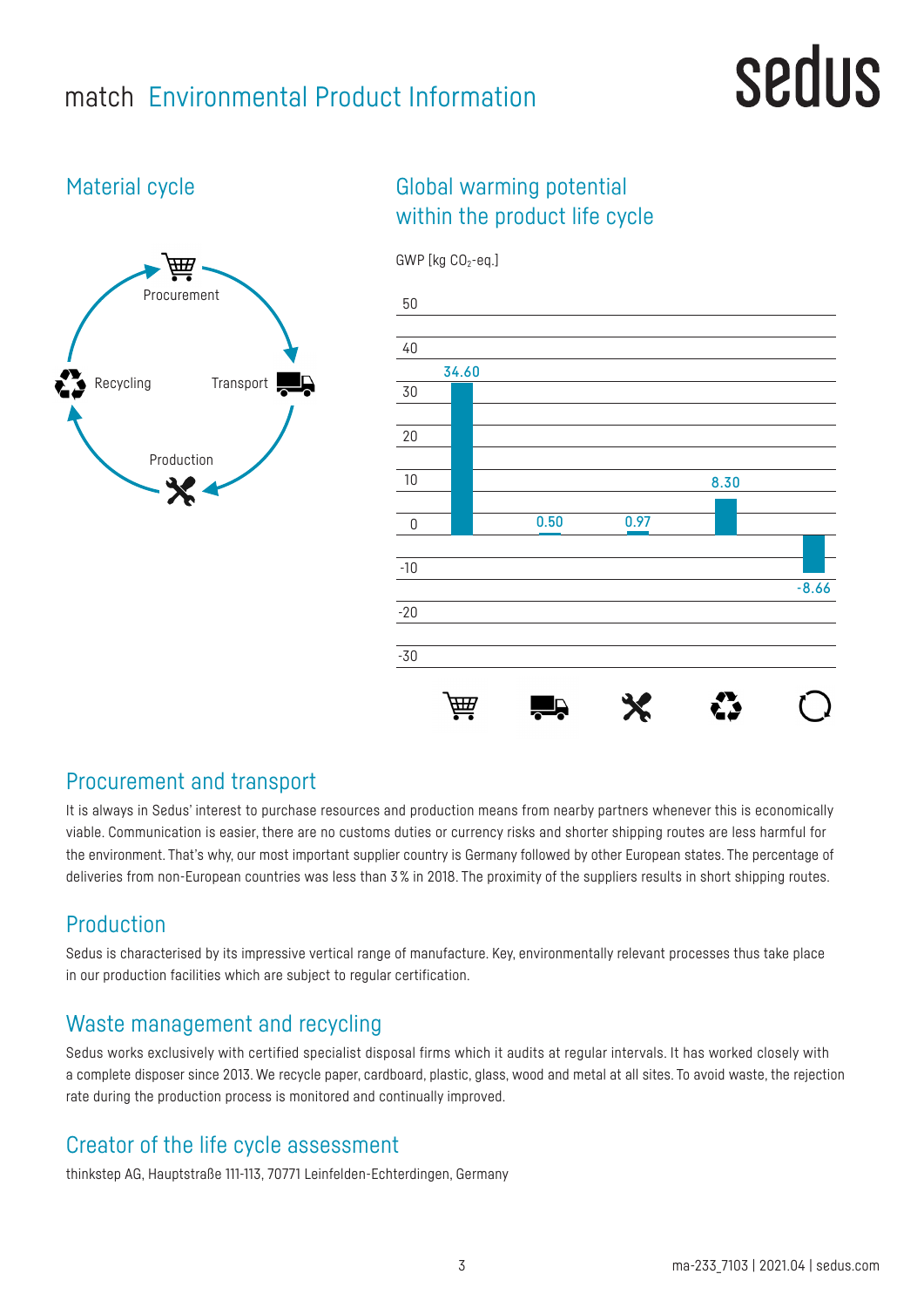# match Environmental Product Information

## Material cycle

Procurement

Transport

Production

Recycling

## Global warming potential within the product life cycle

GWP [kg $CO_2$-eq.]

| Procurement | Transport | Production | Recycling | Total |
|---|---|---|---|---|
| 34.60 | 0.50 | 0.97 | 8.30 | -8.66 |

## Procurement and transport

It is always in Sedus' interest to purchase resources and production means from nearby partners whenever this is economically viable. Communication is easier, there are no customs duties or currency risks and shorter shipping routes are less harmful for the environment. That's why, our most important supplier country is Germany followed by other European states. The percentage of deliveries from non-European countries was less than 3 % in 2018. The proximity of the suppliers results in short shipping routes.

## Production

Sedus is characterised by its impressive vertical range of manufacture. Key, environmentally relevant processes thus take place in our production facilities which are subject to regular certification.

## Waste management and recycling

Sedus works exclusively with certified specialist disposal firms which it audits at regular intervals. It has worked closely with a complete disposer since 2013. We recycle paper, cardboard, plastic, glass, wood and metal at all sites. To avoid waste, the rejection rate during the production process is monitored and continually improved.

## Creator of the life cycle assessment

thinkstep AG, Hauptstraße 111-113, 70771 Leinfelden-Echterdingen, Germany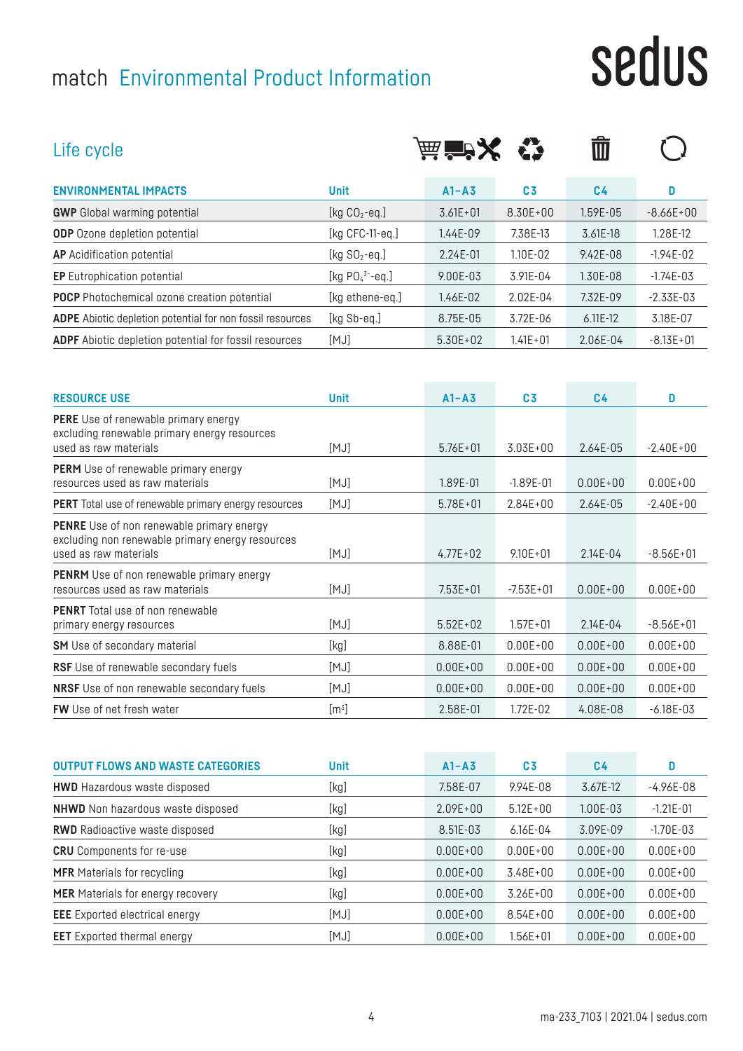# match Environmental Product Information

sedus

## Life cycle

| ENVIRONMENTAL IMPACTS | Unit | A1–A3 | C3 | C4 | D |
|---|---|---|---|---|---|
| **GWP** Global warming potential | [kg $CO_2$-eq.] | 3.61E+01 | 8.30E+00 | 1.59E-05 | -8.66E+00 |
| **ODP** Ozone depletion potential | [kg CFC-11-eq.] | 1.44E-09 | 7.38E-13 | 3.61E-18 | 1.28E-12 |
| **AP** Acidification potential | [kg $SO_2$-eq.] | 2.24E-01 | 1.10E-02 | 9.42E-08 | -1.94E-02 |
| **EP** Eutrophication potential | [kg $PO_4^{3-}$-eq.] | 9.00E-03 | 3.91E-04 | 1.30E-08 | -1.74E-03 |
| **POCP** Photochemical ozone creation potential | [kg ethene-eq.] | 1.46E-02 | 2.02E-04 | 7.32E-09 | -2.33E-03 |
| **ADPE** Abiotic depletion potential for non fossil resources | [kg Sb-eq.] | 8.75E-05 | 3.72E-06 | 6.11E-12 | 3.18E-07 |
| **ADPF** Abiotic depletion potential for fossil resources | [MJ] | 5.30E+02 | 1.41E+01 | 2.06E-04 | -8.13E+01 |

| RESOURCE USE | Unit | A1–A3 | C3 | C4 | D |
|---|---|---|---|---|---|
| **PERE** Use of renewable primary energy excluding renewable primary energy resources used as raw materials | [MJ] | 5.76E+01 | 3.03E+00 | 2.64E-05 | -2.40E+00 |
| **PERM** Use of renewable primary energy resources used as raw materials | [MJ] | 1.89E-01 | -1.89E-01 | 0.00E+00 | 0.00E+00 |
| **PERT** Total use of renewable primary energy resources | [MJ] | 5.78E+01 | 2.84E+00 | 2.64E-05 | -2.40E+00 |
| **PENRE** Use of non renewable primary energy excluding non renewable primary energy resources used as raw materials | [MJ] | 4.77E+02 | 9.10E+01 | 2.14E-04 | -8.56E+01 |
| **PENRM** Use of non renewable primary energy resources used as raw materials | [MJ] | 7.53E+01 | -7.53E+01 | 0.00E+00 | 0.00E+00 |
| **PENRT** Total use of non renewable primary energy resources | [MJ] | 5.52E+02 | 1.57E+01 | 2.14E-04 | -8.56E+01 |
| **SM** Use of secondary material | [kg] | 8.88E-01 | 0.00E+00 | 0.00E+00 | 0.00E+00 |
| **RSF** Use of renewable secondary fuels | [MJ] | 0.00E+00 | 0.00E+00 | 0.00E+00 | 0.00E+00 |
| **NRSF** Use of non renewable secondary fuels | [MJ] | 0.00E+00 | 0.00E+00 | 0.00E+00 | 0.00E+00 |
| **FW** Use of net fresh water | [$m^3$] | 2.58E-01 | 1.72E-02 | 4.08E-08 | -6.18E-03 |

| OUTPUT FLOWS AND WASTE CATEGORIES | Unit | A1–A3 | C3 | C4 | D |
|---|---|---|---|---|---|
| **HWD** Hazardous waste disposed | [kg] | 7.58E-07 | 9.94E-08 | 3.67E-12 | -4.96E-08 |
| **NHWD** Non hazardous waste disposed | [kg] | 2.09E+00 | 5.12E+00 | 1.00E-03 | -1.21E-01 |
| **RWD** Radioactive waste disposed | [kg] | 8.51E-03 | 6.16E-04 | 3.09E-09 | -1.70E-03 |
| **CRU** Components for re-use | [kg] | 0.00E+00 | 0.00E+00 | 0.00E+00 | 0.00E+00 |
| **MFR** Materials for recycling | [kg] | 0.00E+00 | 3.48E+00 | 0.00E+00 | 0.00E+00 |
| **MER** Materials for energy recovery | [kg] | 0.00E+00 | 3.26E+00 | 0.00E+00 | 0.00E+00 |
| **EEE** Exported electrical energy | [MJ] | 0.00E+00 | 8.54E+00 | 0.00E+00 | 0.00E+00 |
| **EET** Exported thermal energy | [MJ] | 0.00E+00 | 1.56E+01 | 0.00E+00 | 0.00E+00 |

ma-233_7103 | 2021.04 | sedus.com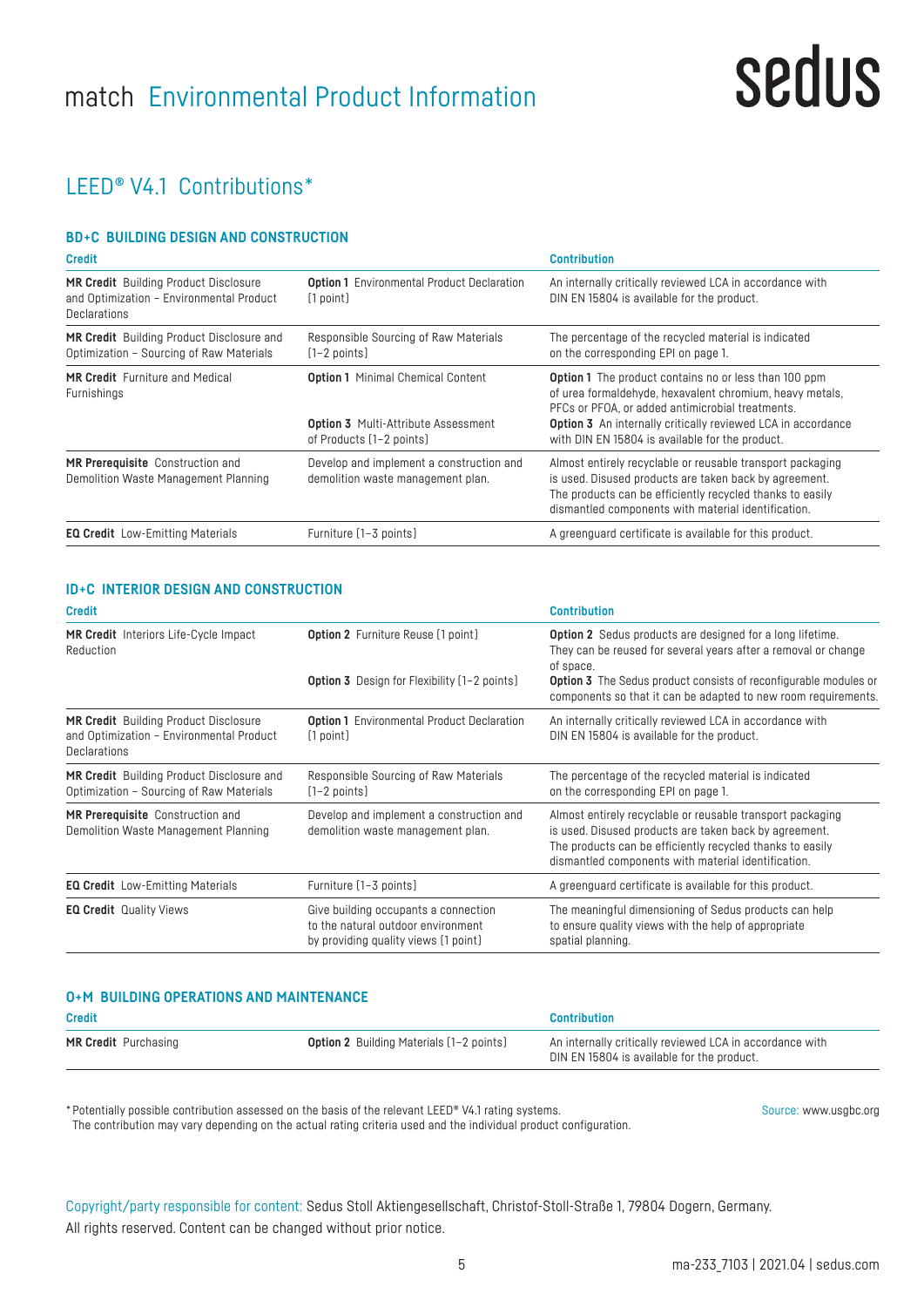# match Environmental Product Information

## LEED® V4.1 Contributions*

### BD+C BUILDING DESIGN AND CONSTRUCTION

| Credit | | Contribution |
|---|---|---|
| **MR Credit** Building Product Disclosure and Optimization – Environmental Product Declarations | **Option 1** Environmental Product Declaration (1 point) | An internally critically reviewed LCA in accordance with DIN EN 15804 is available for the product. |
| **MR Credit** Building Product Disclosure and Optimization – Sourcing of Raw Materials | Responsible Sourcing of Raw Materials (1–2 points) | The percentage of the recycled material is indicated on the corresponding EPI on page 1. |
| **MR Credit** Furniture and Medical Furnishings | **Option 1** Minimal Chemical Content<br><br>**Option 3** Multi-Attribute Assessment of Products (1–2 points) | **Option 1** The product contains no or less than 100 ppm of urea formaldehyde, hexavalent chromium, heavy metals, PFCs or PFOA, or added antimicrobial treatments.<br>**Option 3** An internally critically reviewed LCA in accordance with DIN EN 15804 is available for the product. |
| **MR Prerequisite** Construction and Demolition Waste Management Planning | Develop and implement a construction and demolition waste management plan. | Almost entirely recyclable or reusable transport packaging is used. Disused products are taken back by agreement. The products can be efficiently recycled thanks to easily dismantled components with material identification. |
| **EQ Credit** Low-Emitting Materials | Furniture (1–3 points) | A greenguard certificate is available for this product. |

### ID+C INTERIOR DESIGN AND CONSTRUCTION

| Credit | | Contribution |
|---|---|---|
| **MR Credit** Interiors Life-Cycle Impact Reduction | **Option 2** Furniture Reuse (1 point)<br><br>**Option 3** Design for Flexibility (1–2 points) | **Option 2** Sedus products are designed for a long lifetime. They can be reused for several years after a removal or change of space.<br>**Option 3** The Sedus product consists of reconfigurable modules or components so that it can be adapted to new room requirements. |
| **MR Credit** Building Product Disclosure and Optimization – Environmental Product Declarations | **Option 1** Environmental Product Declaration (1 point) | An internally critically reviewed LCA in accordance with DIN EN 15804 is available for the product. |
| **MR Credit** Building Product Disclosure and Optimization – Sourcing of Raw Materials | Responsible Sourcing of Raw Materials (1–2 points) | The percentage of the recycled material is indicated on the corresponding EPI on page 1. |
| **MR Prerequisite** Construction and Demolition Waste Management Planning | Develop and implement a construction and demolition waste management plan. | Almost entirely recyclable or reusable transport packaging is used. Disused products are taken back by agreement. The products can be efficiently recycled thanks to easily dismantled components with material identification. |
| **EQ Credit** Low-Emitting Materials | Furniture (1–3 points) | A greenguard certificate is available for this product. |
| **EQ Credit** Quality Views | Give building occupants a connection to the natural outdoor environment by providing quality views (1 point) | The meaningful dimensioning of Sedus products can help to ensure quality views with the help of appropriate spatial planning. |

### O+M BUILDING OPERATIONS AND MAINTENANCE

| Credit | | Contribution |
|---|---|---|
| **MR Credit** Purchasing | **Option 2** Building Materials (1–2 points) | An internally critically reviewed LCA in accordance with DIN EN 15804 is available for the product. |

* Potentially possible contribution assessed on the basis of the relevant LEED® V4.1 rating systems.
The contribution may vary depending on the actual rating criteria used and the individual product configuration.

Source: www.usgbc.org

Copyright/party responsible for content: Sedus Stoll Aktiengesellschaft, Christof-Stoll-Straße 1, 79804 Dogern, Germany.
All rights reserved. Content can be changed without prior notice.

ma-233_7103 | 2021.04 | sedus.com